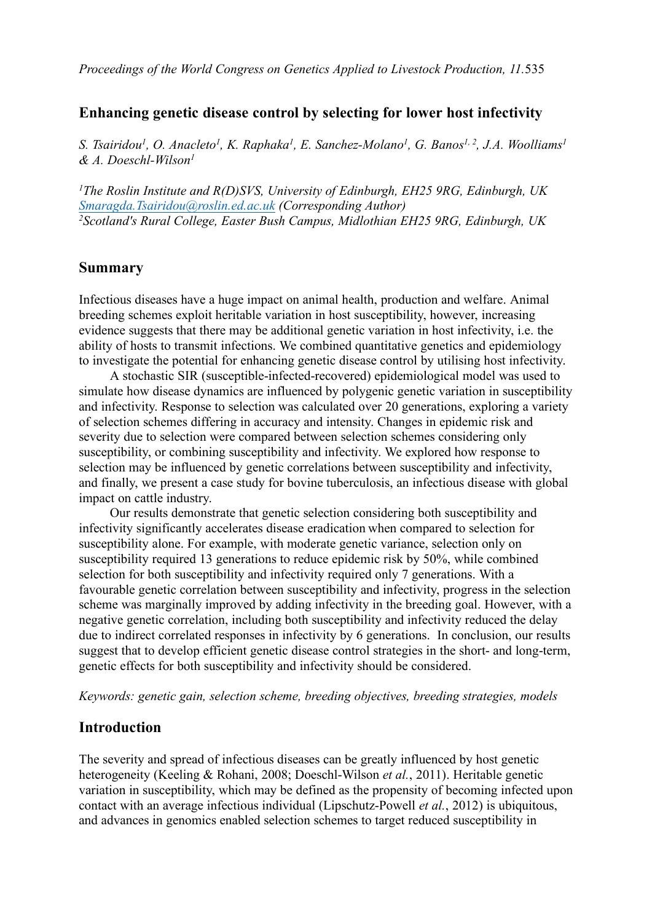# Enhancing genetic disease control by selecting for lower host infectivity

*S. Tsairidou[1], O. Anacleto[1], K. Raphaka[1], E. Sanchez-Molano[1], G. Banos[1,2], J.A. Woolliams[1] & A. Doeschl-Wilson[1]*

*[1]The Roslin Institute and R(D)SVS, University of Edinburgh, EH25 9RG, Edinburgh, UK*
*Smaragda.Tsairidou@roslin.ed.ac.uk (Corresponding Author)*
*[2]Scotland's Rural College, Easter Bush Campus, Midlothian EH25 9RG, Edinburgh, UK*

## Summary

Infectious diseases have a huge impact on animal health, production and welfare. Animal breeding schemes exploit heritable variation in host susceptibility, however, increasing evidence suggests that there may be additional genetic variation in host infectivity, i.e. the ability of hosts to transmit infections. We combined quantitative genetics and epidemiology to investigate the potential for enhancing genetic disease control by utilising host infectivity.

A stochastic SIR (susceptible-infected-recovered) epidemiological model was used to simulate how disease dynamics are influenced by polygenic genetic variation in susceptibility and infectivity. Response to selection was calculated over 20 generations, exploring a variety of selection schemes differing in accuracy and intensity. Changes in epidemic risk and severity due to selection were compared between selection schemes considering only susceptibility, or combining susceptibility and infectivity. We explored how response to selection may be influenced by genetic correlations between susceptibility and infectivity, and finally, we present a case study for bovine tuberculosis, an infectious disease with global impact on cattle industry.

Our results demonstrate that genetic selection considering both susceptibility and infectivity significantly accelerates disease eradication when compared to selection for susceptibility alone. For example, with moderate genetic variance, selection only on susceptibility required 13 generations to reduce epidemic risk by 50%, while combined selection for both susceptibility and infectivity required only 7 generations. With a favourable genetic correlation between susceptibility and infectivity, progress in the selection scheme was marginally improved by adding infectivity in the breeding goal. However, with a negative genetic correlation, including both susceptibility and infectivity reduced the delay due to indirect correlated responses in infectivity by 6 generations. In conclusion, our results suggest that to develop efficient genetic disease control strategies in the short- and long-term, genetic effects for both susceptibility and infectivity should be considered.

*Keywords: genetic gain, selection scheme, breeding objectives, breeding strategies, models*

## Introduction

The severity and spread of infectious diseases can be greatly influenced by host genetic heterogeneity (Keeling & Rohani, 2008; Doeschl-Wilson *et al.*, 2011). Heritable genetic variation in susceptibility, which may be defined as the propensity of becoming infected upon contact with an average infectious individual (Lipschutz-Powell *et al.*, 2012) is ubiquitous, and advances in genomics enabled selection schemes to target reduced susceptibility in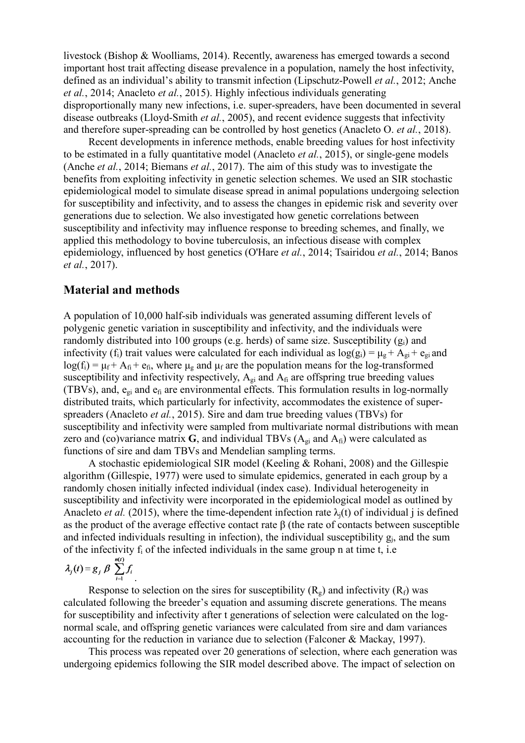livestock (Bishop & Woolliams, 2014). Recently, awareness has emerged towards a second important host trait affecting disease prevalence in a population, namely the host infectivity, defined as an individual's ability to transmit infection (Lipschutz-Powell *et al.*, 2012; Anche *et al.*, 2014; Anacleto *et al.*, 2015). Highly infectious individuals generating disproportionally many new infections, i.e. super-spreaders, have been documented in several disease outbreaks (Lloyd-Smith *et al.*, 2005), and recent evidence suggests that infectivity and therefore super-spreading can be controlled by host genetics (Anacleto O. *et al.*, 2018).

Recent developments in inference methods, enable breeding values for host infectivity to be estimated in a fully quantitative model (Anacleto *et al.*, 2015), or single-gene models (Anche *et al.*, 2014; Biemans *et al.*, 2017). The aim of this study was to investigate the benefits from exploiting infectivity in genetic selection schemes. We used an SIR stochastic epidemiological model to simulate disease spread in animal populations undergoing selection for susceptibility and infectivity, and to assess the changes in epidemic risk and severity over generations due to selection. We also investigated how genetic correlations between susceptibility and infectivity may influence response to breeding schemes, and finally, we applied this methodology to bovine tuberculosis, an infectious disease with complex epidemiology, influenced by host genetics (O'Hare *et al.*, 2014; Tsairidou *et al.*, 2014; Banos *et al.*, 2017).

## Material and methods

A population of 10,000 half-sib individuals was generated assuming different levels of polygenic genetic variation in susceptibility and infectivity, and the individuals were randomly distributed into 100 groups (e.g. herds) of same size. Susceptibility ($g_i$) and infectivity ($f_i$) trait values were calculated for each individual as $\log(g_i) = \mu_g + A_{gi} + e_{gi}$ and $\log(f_i) = \mu_f + A_{fi} + e_{fi}$, where $\mu_g$ and $\mu_f$ are the population means for the log-transformed susceptibility and infectivity respectively, $A_{gi}$ and $A_{fi}$ are offspring true breeding values (TBVs), and, $e_{gi}$ and $e_{fi}$ are environmental effects. This formulation results in log-normally distributed traits, which particularly for infectivity, accommodates the existence of super-spreaders (Anacleto *et al.*, 2015). Sire and dam true breeding values (TBVs) for susceptibility and infectivity were sampled from multivariate normal distributions with mean zero and (co)variance matrix **G**, and individual TBVs ($A_{gi}$ and $A_{fi}$) were calculated as functions of sire and dam TBVs and Mendelian sampling terms.

A stochastic epidemiological SIR model (Keeling & Rohani, 2008) and the Gillespie algorithm (Gillespie, 1977) were used to simulate epidemics, generated in each group by a randomly chosen initially infected individual (index case). Individual heterogeneity in susceptibility and infectivity were incorporated in the epidemiological model as outlined by Anacleto *et al.* (2015), where the time-dependent infection rate $\lambda_j(t)$ of individual j is defined as the product of the average effective contact rate $\beta$ (the rate of contacts between susceptible and infected individuals resulting in infection), the individual susceptibility $g_j$, and the sum of the infectivity $f_i$ of the infected individuals in the same group n at time t, i.e

$$\lambda_j(t) = g_j \, \beta \sum_{i=1}^{n(t)} f_i \, .$$

Response to selection on the sires for susceptibility ($R_g$) and infectivity ($R_f$) was calculated following the breeder's equation and assuming discrete generations. The means for susceptibility and infectivity after t generations of selection were calculated on the log-normal scale, and offspring genetic variances were calculated from sire and dam variances accounting for the reduction in variance due to selection (Falconer & Mackay, 1997).

This process was repeated over 20 generations of selection, where each generation was undergoing epidemics following the SIR model described above. The impact of selection on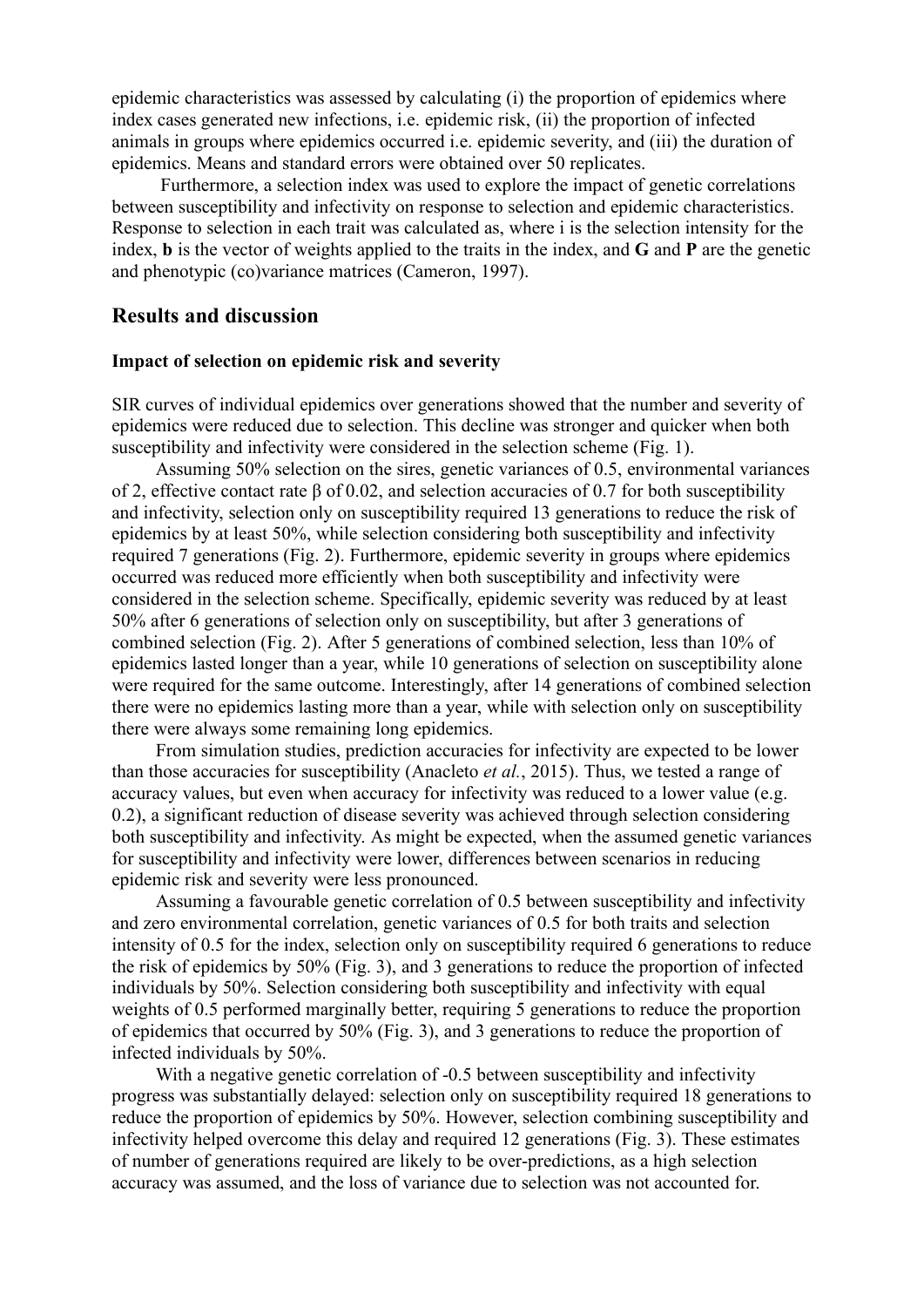epidemic characteristics was assessed by calculating (i) the proportion of epidemics where index cases generated new infections, i.e. epidemic risk, (ii) the proportion of infected animals in groups where epidemics occurred i.e. epidemic severity, and (iii) the duration of epidemics. Means and standard errors were obtained over 50 replicates.

Furthermore, a selection index was used to explore the impact of genetic correlations between susceptibility and infectivity on response to selection and epidemic characteristics. Response to selection in each trait was calculated as, where i is the selection intensity for the index, **b** is the vector of weights applied to the traits in the index, and **G** and **P** are the genetic and phenotypic (co)variance matrices (Cameron, 1997).

## Results and discussion

### Impact of selection on epidemic risk and severity

SIR curves of individual epidemics over generations showed that the number and severity of epidemics were reduced due to selection. This decline was stronger and quicker when both susceptibility and infectivity were considered in the selection scheme (Fig. 1).

Assuming 50% selection on the sires, genetic variances of 0.5, environmental variances of 2, effective contact rate β of 0.02, and selection accuracies of 0.7 for both susceptibility and infectivity, selection only on susceptibility required 13 generations to reduce the risk of epidemics by at least 50%, while selection considering both susceptibility and infectivity required 7 generations (Fig. 2). Furthermore, epidemic severity in groups where epidemics occurred was reduced more efficiently when both susceptibility and infectivity were considered in the selection scheme. Specifically, epidemic severity was reduced by at least 50% after 6 generations of selection only on susceptibility, but after 3 generations of combined selection (Fig. 2). After 5 generations of combined selection, less than 10% of epidemics lasted longer than a year, while 10 generations of selection on susceptibility alone were required for the same outcome. Interestingly, after 14 generations of combined selection there were no epidemics lasting more than a year, while with selection only on susceptibility there were always some remaining long epidemics.

From simulation studies, prediction accuracies for infectivity are expected to be lower than those accuracies for susceptibility (Anacleto *et al.*, 2015). Thus, we tested a range of accuracy values, but even when accuracy for infectivity was reduced to a lower value (e.g. 0.2), a significant reduction of disease severity was achieved through selection considering both susceptibility and infectivity. As might be expected, when the assumed genetic variances for susceptibility and infectivity were lower, differences between scenarios in reducing epidemic risk and severity were less pronounced.

Assuming a favourable genetic correlation of 0.5 between susceptibility and infectivity and zero environmental correlation, genetic variances of 0.5 for both traits and selection intensity of 0.5 for the index, selection only on susceptibility required 6 generations to reduce the risk of epidemics by 50% (Fig. 3), and 3 generations to reduce the proportion of infected individuals by 50%. Selection considering both susceptibility and infectivity with equal weights of 0.5 performed marginally better, requiring 5 generations to reduce the proportion of epidemics that occurred by 50% (Fig. 3), and 3 generations to reduce the proportion of infected individuals by 50%.

With a negative genetic correlation of -0.5 between susceptibility and infectivity progress was substantially delayed: selection only on susceptibility required 18 generations to reduce the proportion of epidemics by 50%. However, selection combining susceptibility and infectivity helped overcome this delay and required 12 generations (Fig. 3). These estimates of number of generations required are likely to be over-predictions, as a high selection accuracy was assumed, and the loss of variance due to selection was not accounted for.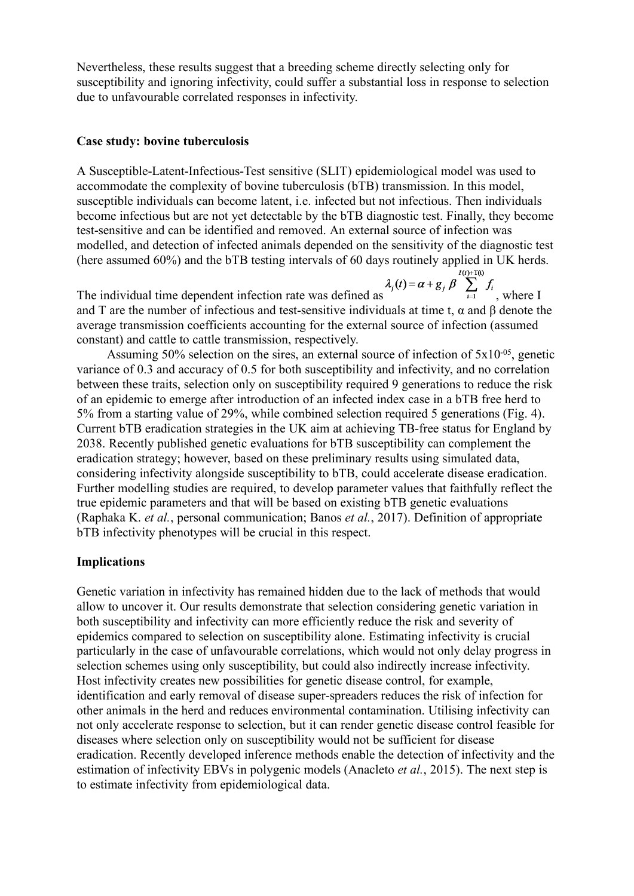Nevertheless, these results suggest that a breeding scheme directly selecting only for susceptibility and ignoring infectivity, could suffer a substantial loss in response to selection due to unfavourable correlated responses in infectivity.

**Case study: bovine tuberculosis**

A Susceptible-Latent-Infectious-Test sensitive (SLIT) epidemiological model was used to accommodate the complexity of bovine tuberculosis (bTB) transmission. In this model, susceptible individuals can become latent, i.e. infected but not infectious. Then individuals become infectious but are not yet detectable by the bTB diagnostic test. Finally, they become test-sensitive and can be identified and removed. An external source of infection was modelled, and detection of infected animals depended on the sensitivity of the diagnostic test (here assumed 60%) and the bTB testing intervals of 60 days routinely applied in UK herds. The individual time dependent infection rate was defined as $\lambda_j(t) = \alpha + g_j \, \beta \sum_{i=1}^{I(t)+T(t)} f_i$, where I and T are the number of infectious and test-sensitive individuals at time t, α and β denote the average transmission coefficients accounting for the external source of infection (assumed constant) and cattle to cattle transmission, respectively.

Assuming 50% selection on the sires, an external source of infection of $5x10^{-05}$, genetic variance of 0.3 and accuracy of 0.5 for both susceptibility and infectivity, and no correlation between these traits, selection only on susceptibility required 9 generations to reduce the risk of an epidemic to emerge after introduction of an infected index case in a bTB free herd to 5% from a starting value of 29%, while combined selection required 5 generations (Fig. 4). Current bTB eradication strategies in the UK aim at achieving TB-free status for England by 2038. Recently published genetic evaluations for bTB susceptibility can complement the eradication strategy; however, based on these preliminary results using simulated data, considering infectivity alongside susceptibility to bTB, could accelerate disease eradication. Further modelling studies are required, to develop parameter values that faithfully reflect the true epidemic parameters and that will be based on existing bTB genetic evaluations (Raphaka K. *et al.*, personal communication; Banos *et al.*, 2017). Definition of appropriate bTB infectivity phenotypes will be crucial in this respect.

**Implications**

Genetic variation in infectivity has remained hidden due to the lack of methods that would allow to uncover it. Our results demonstrate that selection considering genetic variation in both susceptibility and infectivity can more efficiently reduce the risk and severity of epidemics compared to selection on susceptibility alone. Estimating infectivity is crucial particularly in the case of unfavourable correlations, which would not only delay progress in selection schemes using only susceptibility, but could also indirectly increase infectivity. Host infectivity creates new possibilities for genetic disease control, for example, identification and early removal of disease super-spreaders reduces the risk of infection for other animals in the herd and reduces environmental contamination. Utilising infectivity can not only accelerate response to selection, but it can render genetic disease control feasible for diseases where selection only on susceptibility would not be sufficient for disease eradication. Recently developed inference methods enable the detection of infectivity and the estimation of infectivity EBVs in polygenic models (Anacleto *et al.*, 2015). The next step is to estimate infectivity from epidemiological data.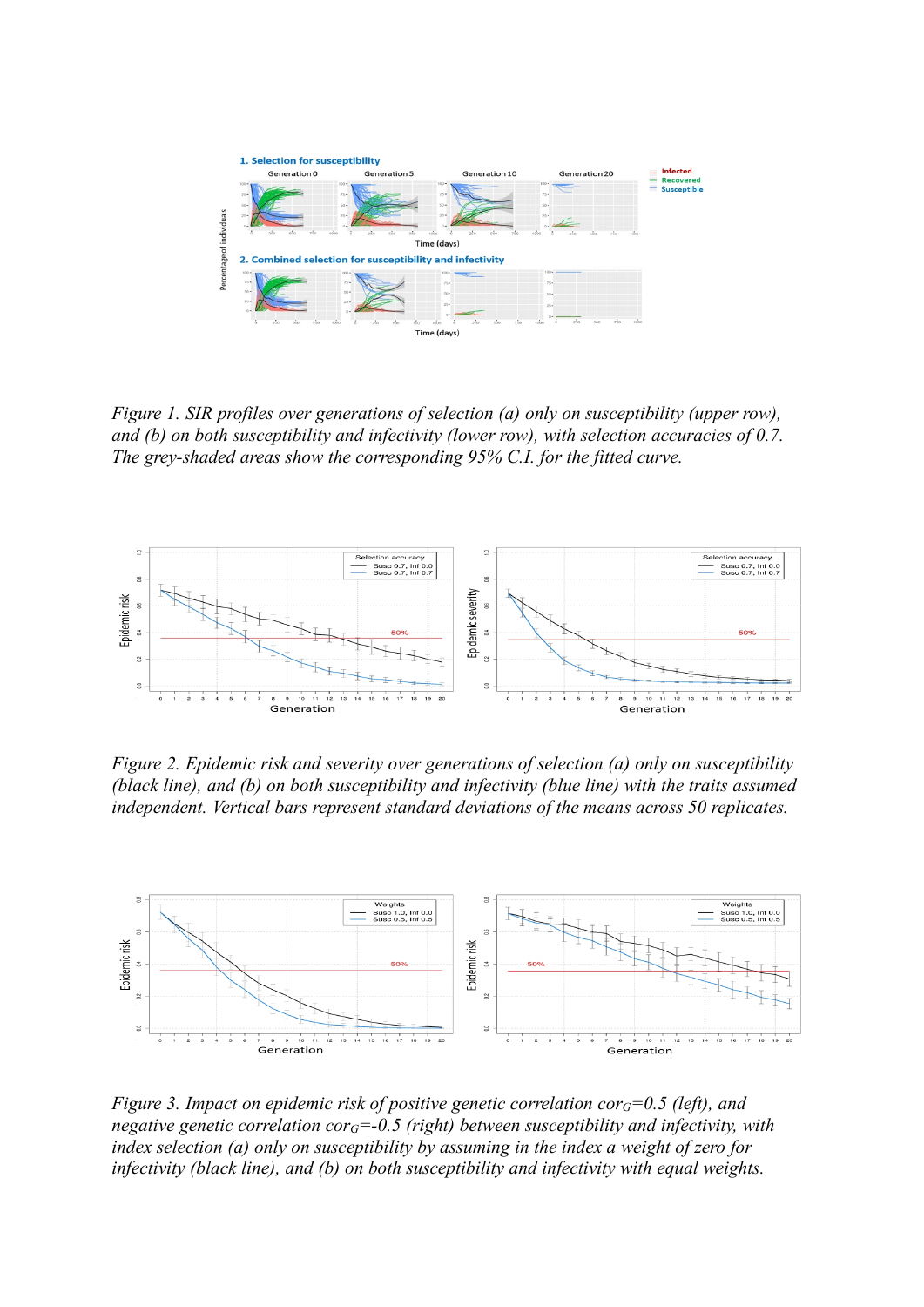*Figure 1. SIR profiles over generations of selection (a) only on susceptibility (upper row), and (b) on both susceptibility and infectivity (lower row), with selection accuracies of 0.7. The grey-shaded areas show the corresponding 95% C.I. for the fitted curve.*

*Figure 2. Epidemic risk and severity over generations of selection (a) only on susceptibility (black line), and (b) on both susceptibility and infectivity (blue line) with the traits assumed independent. Vertical bars represent standard deviations of the means across 50 replicates.*

*Figure 3. Impact on epidemic risk of positive genetic correlation $cor_G$=0.5 (left), and negative genetic correlation $cor_G$=-0.5 (right) between susceptibility and infectivity, with index selection (a) only on susceptibility by assuming in the index a weight of zero for infectivity (black line), and (b) on both susceptibility and infectivity with equal weights.*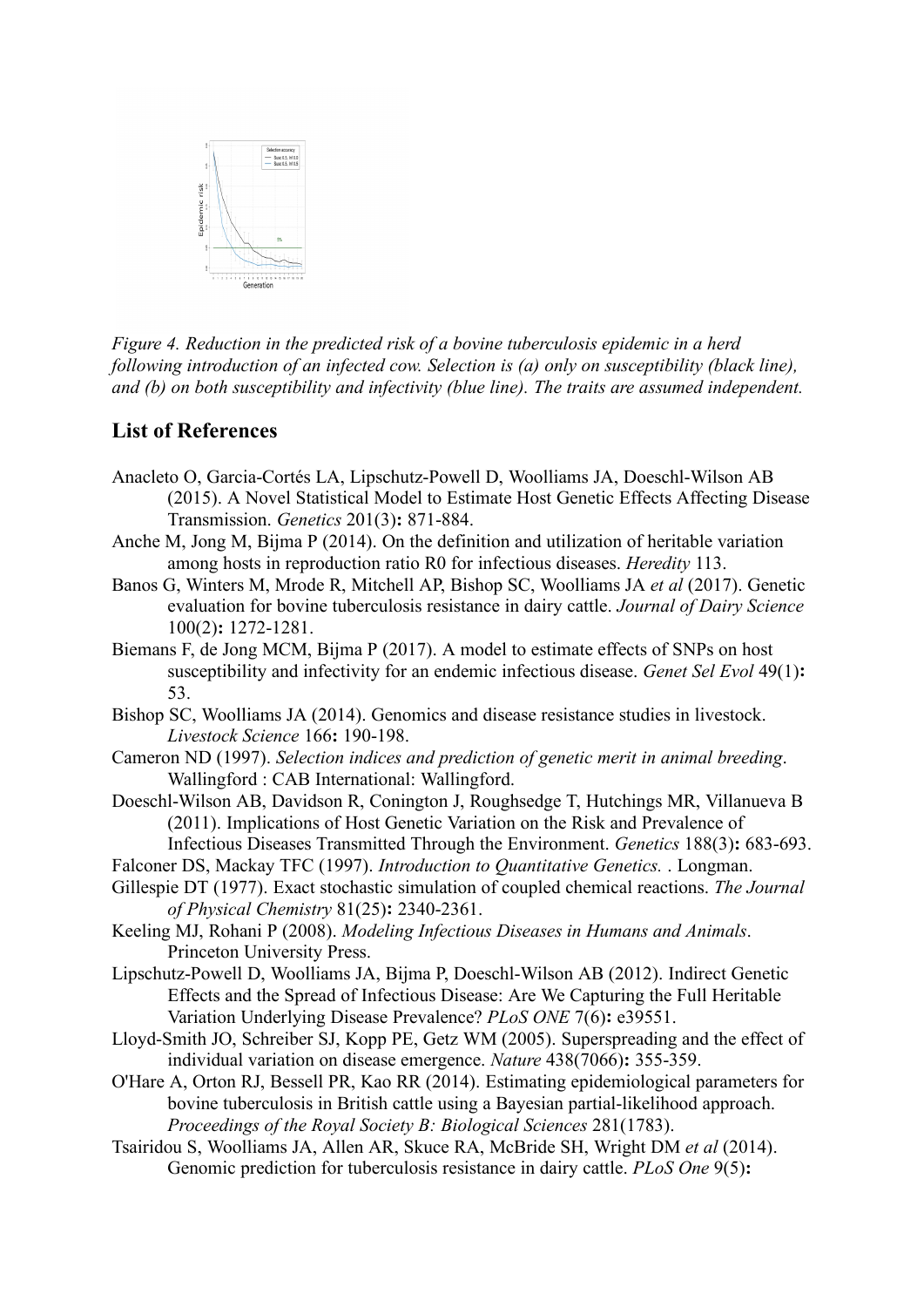*Figure 4. Reduction in the predicted risk of a bovine tuberculosis epidemic in a herd following introduction of an infected cow. Selection is (a) only on susceptibility (black line), and (b) on both susceptibility and infectivity (blue line). The traits are assumed independent.*

## List of References

Anacleto O, Garcia-Cortés LA, Lipschutz-Powell D, Woolliams JA, Doeschl-Wilson AB (2015). A Novel Statistical Model to Estimate Host Genetic Effects Affecting Disease Transmission. *Genetics* 201(3)**:** 871-884.

Anche M, Jong M, Bijma P (2014). On the definition and utilization of heritable variation among hosts in reproduction ratio R0 for infectious diseases. *Heredity* 113.

Banos G, Winters M, Mrode R, Mitchell AP, Bishop SC, Woolliams JA *et al* (2017). Genetic evaluation for bovine tuberculosis resistance in dairy cattle. *Journal of Dairy Science* 100(2)**:** 1272-1281.

Biemans F, de Jong MCM, Bijma P (2017). A model to estimate effects of SNPs on host susceptibility and infectivity for an endemic infectious disease. *Genet Sel Evol* 49(1)**:** 53.

Bishop SC, Woolliams JA (2014). Genomics and disease resistance studies in livestock. *Livestock Science* 166**:** 190-198.

Cameron ND (1997). *Selection indices and prediction of genetic merit in animal breeding*. Wallingford : CAB International: Wallingford.

Doeschl-Wilson AB, Davidson R, Conington J, Roughsedge T, Hutchings MR, Villanueva B (2011). Implications of Host Genetic Variation on the Risk and Prevalence of Infectious Diseases Transmitted Through the Environment. *Genetics* 188(3)**:** 683-693.

Falconer DS, Mackay TFC (1997). *Introduction to Quantitative Genetics.* . Longman.

Gillespie DT (1977). Exact stochastic simulation of coupled chemical reactions. *The Journal of Physical Chemistry* 81(25)**:** 2340-2361.

Keeling MJ, Rohani P (2008). *Modeling Infectious Diseases in Humans and Animals*. Princeton University Press.

Lipschutz-Powell D, Woolliams JA, Bijma P, Doeschl-Wilson AB (2012). Indirect Genetic Effects and the Spread of Infectious Disease: Are We Capturing the Full Heritable Variation Underlying Disease Prevalence? *PLoS ONE* 7(6)**:** e39551.

Lloyd-Smith JO, Schreiber SJ, Kopp PE, Getz WM (2005). Superspreading and the effect of individual variation on disease emergence. *Nature* 438(7066)**:** 355-359.

O'Hare A, Orton RJ, Bessell PR, Kao RR (2014). Estimating epidemiological parameters for bovine tuberculosis in British cattle using a Bayesian partial-likelihood approach. *Proceedings of the Royal Society B: Biological Sciences* 281(1783).

Tsairidou S, Woolliams JA, Allen AR, Skuce RA, McBride SH, Wright DM *et al* (2014). Genomic prediction for tuberculosis resistance in dairy cattle. *PLoS One* 9(5)**:**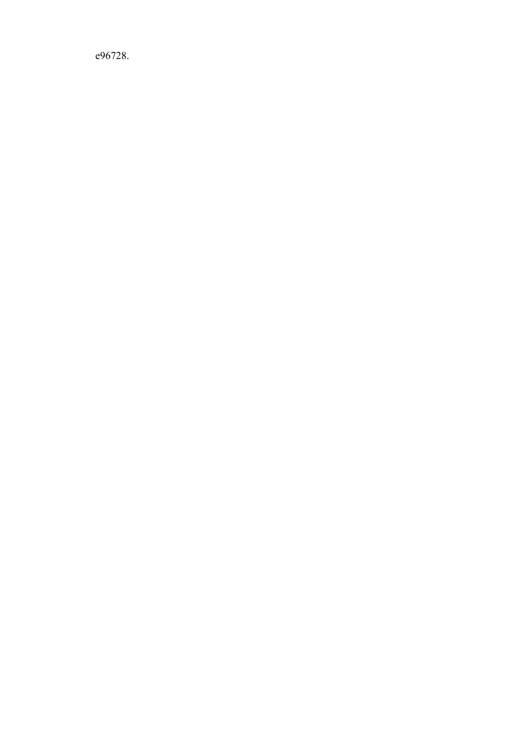e96728.